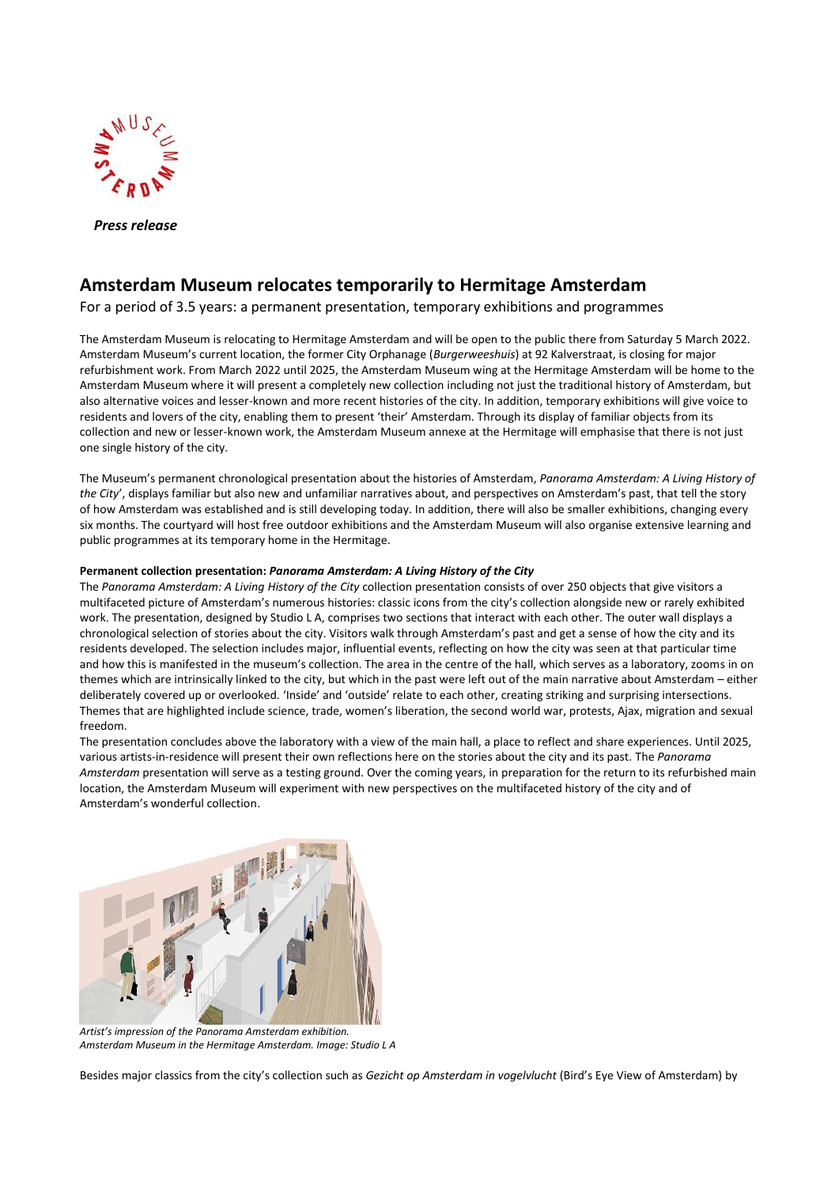*Press release*

# Amsterdam Museum relocates temporarily to Hermitage Amsterdam

For a period of 3.5 years: a permanent presentation, temporary exhibitions and programmes

The Amsterdam Museum is relocating to Hermitage Amsterdam and will be open to the public there from Saturday 5 March 2022. Amsterdam Museum's current location, the former City Orphanage (*Burgerweeshuis*) at 92 Kalverstraat, is closing for major refurbishment work. From March 2022 until 2025, the Amsterdam Museum wing at the Hermitage Amsterdam will be home to the Amsterdam Museum where it will present a completely new collection including not just the traditional history of Amsterdam, but also alternative voices and lesser-known and more recent histories of the city. In addition, temporary exhibitions will give voice to residents and lovers of the city, enabling them to present 'their' Amsterdam. Through its display of familiar objects from its collection and new or lesser-known work, the Amsterdam Museum annexe at the Hermitage will emphasise that there is not just one single history of the city.

The Museum's permanent chronological presentation about the histories of Amsterdam, *Panorama Amsterdam: A Living History of the City*', displays familiar but also new and unfamiliar narratives about, and perspectives on Amsterdam's past, that tell the story of how Amsterdam was established and is still developing today. In addition, there will also be smaller exhibitions, changing every six months. The courtyard will host free outdoor exhibitions and the Amsterdam Museum will also organise extensive learning and public programmes at its temporary home in the Hermitage.

**Permanent collection presentation: *Panorama Amsterdam: A Living History of the City***

The *Panorama Amsterdam: A Living History of the City* collection presentation consists of over 250 objects that give visitors a multifaceted picture of Amsterdam's numerous histories: classic icons from the city's collection alongside new or rarely exhibited work. The presentation, designed by Studio L A, comprises two sections that interact with each other. The outer wall displays a chronological selection of stories about the city. Visitors walk through Amsterdam's past and get a sense of how the city and its residents developed. The selection includes major, influential events, reflecting on how the city was seen at that particular time and how this is manifested in the museum's collection. The area in the centre of the hall, which serves as a laboratory, zooms in on themes which are intrinsically linked to the city, but which in the past were left out of the main narrative about Amsterdam – either deliberately covered up or overlooked. 'Inside' and 'outside' relate to each other, creating striking and surprising intersections. Themes that are highlighted include science, trade, women's liberation, the second world war, protests, Ajax, migration and sexual freedom.

The presentation concludes above the laboratory with a view of the main hall, a place to reflect and share experiences. Until 2025, various artists-in-residence will present their own reflections here on the stories about the city and its past. The *Panorama Amsterdam* presentation will serve as a testing ground. Over the coming years, in preparation for the return to its refurbished main location, the Amsterdam Museum will experiment with new perspectives on the multifaceted history of the city and of Amsterdam's wonderful collection.

*Artist's impression of the Panorama Amsterdam exhibition.*
*Amsterdam Museum in the Hermitage Amsterdam. Image: Studio L A*

Besides major classics from the city's collection such as *Gezicht op Amsterdam in vogelvlucht* (Bird's Eye View of Amsterdam) by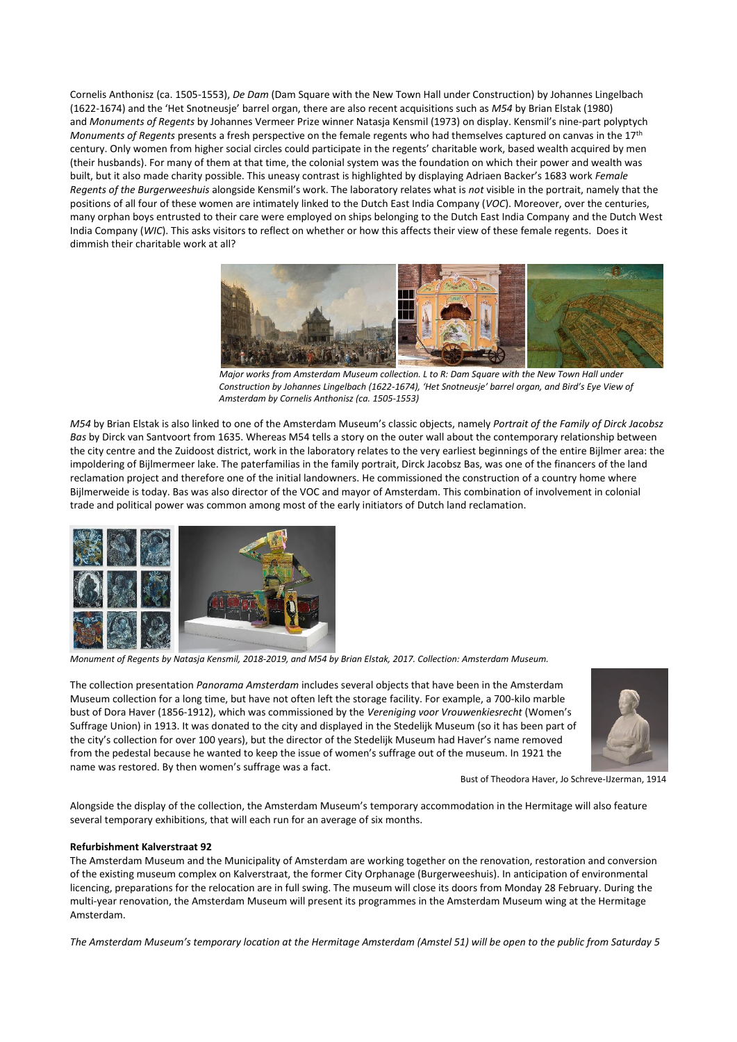Cornelis Anthonisz (ca. 1505-1553), *De Dam* (Dam Square with the New Town Hall under Construction) by Johannes Lingelbach (1622-1674) and the 'Het Snotneusje' barrel organ, there are also recent acquisitions such as *M54* by Brian Elstak (1980) and *Monuments of Regents* by Johannes Vermeer Prize winner Natasja Kensmil (1973) on display. Kensmil's nine-part polyptych *Monuments of Regents* presents a fresh perspective on the female regents who had themselves captured on canvas in the 17th century. Only women from higher social circles could participate in the regents' charitable work, based wealth acquired by men (their husbands). For many of them at that time, the colonial system was the foundation on which their power and wealth was built, but it also made charity possible. This uneasy contrast is highlighted by displaying Adriaen Backer's 1683 work *Female Regents of the Burgerweeshuis* alongside Kensmil's work. The laboratory relates what is *not* visible in the portrait, namely that the positions of all four of these women are intimately linked to the Dutch East India Company (*VOC*). Moreover, over the centuries, many orphan boys entrusted to their care were employed on ships belonging to the Dutch East India Company and the Dutch West India Company (*WIC*). This asks visitors to reflect on whether or how this affects their view of these female regents. Does it dimmish their charitable work at all?

*Major works from Amsterdam Museum collection. L to R: Dam Square with the New Town Hall under Construction by Johannes Lingelbach (1622-1674), 'Het Snotneusje' barrel organ, and Bird's Eye View of Amsterdam by Cornelis Anthonisz (ca. 1505-1553)*

*M54* by Brian Elstak is also linked to one of the Amsterdam Museum's classic objects, namely *Portrait of the Family of Dirck Jacobsz Bas* by Dirck van Santvoort from 1635. Whereas M54 tells a story on the outer wall about the contemporary relationship between the city centre and the Zuidoost district, work in the laboratory relates to the very earliest beginnings of the entire Bijlmer area: the impoldering of Bijlmermeer lake. The paterfamilias in the family portrait, Dirck Jacobsz Bas, was one of the financers of the land reclamation project and therefore one of the initial landowners. He commissioned the construction of a country home where Bijlmerweide is today. Bas was also director of the VOC and mayor of Amsterdam. This combination of involvement in colonial trade and political power was common among most of the early initiators of Dutch land reclamation.

*Monument of Regents by Natasja Kensmil, 2018-2019, and M54 by Brian Elstak, 2017. Collection: Amsterdam Museum.*

The collection presentation *Panorama Amsterdam* includes several objects that have been in the Amsterdam Museum collection for a long time, but have not often left the storage facility. For example, a 700-kilo marble bust of Dora Haver (1856-1912), which was commissioned by the *Vereniging voor Vrouwenkiesrecht* (Women's Suffrage Union) in 1913. It was donated to the city and displayed in the Stedelijk Museum (so it has been part of the city's collection for over 100 years), but the director of the Stedelijk Museum had Haver's name removed from the pedestal because he wanted to keep the issue of women's suffrage out of the museum. In 1921 the name was restored. By then women's suffrage was a fact.

Bust of Theodora Haver, Jo Schreve-IJzerman, 1914

Alongside the display of the collection, the Amsterdam Museum's temporary accommodation in the Hermitage will also feature several temporary exhibitions, that will each run for an average of six months.

**Refurbishment Kalverstraat 92**

The Amsterdam Museum and the Municipality of Amsterdam are working together on the renovation, restoration and conversion of the existing museum complex on Kalverstraat, the former City Orphanage (Burgerweeshuis). In anticipation of environmental licencing, preparations for the relocation are in full swing. The museum will close its doors from Monday 28 February. During the multi-year renovation, the Amsterdam Museum will present its programmes in the Amsterdam Museum wing at the Hermitage Amsterdam.

*The Amsterdam Museum's temporary location at the Hermitage Amsterdam (Amstel 51) will be open to the public from Saturday 5*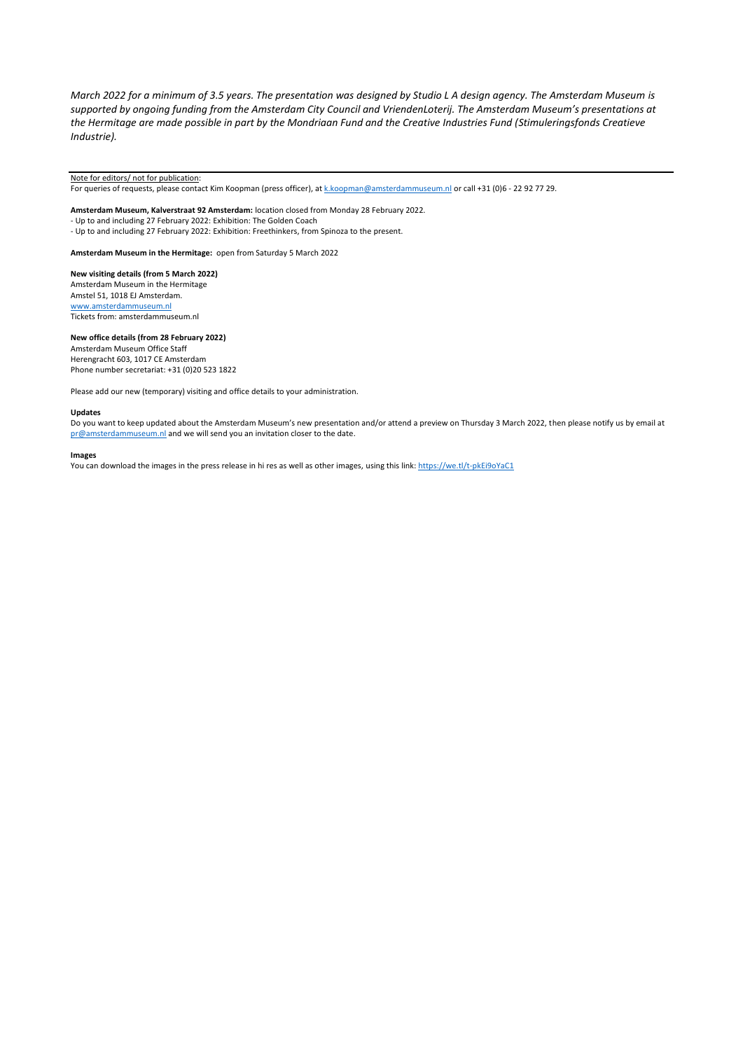*March 2022 for a minimum of 3.5 years. The presentation was designed by Studio L A design agency. The Amsterdam Museum is supported by ongoing funding from the Amsterdam City Council and VriendenLoterij. The Amsterdam Museum's presentations at the Hermitage are made possible in part by the Mondriaan Fund and the Creative Industries Fund (Stimuleringsfonds Creatieve Industrie).*

---

Note for editors/ not for publication:
For queries of requests, please contact Kim Koopman (press officer), at k.koopman@amsterdammuseum.nl or call +31 (0)6 - 22 92 77 29.

**Amsterdam Museum, Kalverstraat 92 Amsterdam:** location closed from Monday 28 February 2022.
- Up to and including 27 February 2022: Exhibition: The Golden Coach
- Up to and including 27 February 2022: Exhibition: Freethinkers, from Spinoza to the present.

**Amsterdam Museum in the Hermitage:** open from Saturday 5 March 2022

**New visiting details (from 5 March 2022)**
Amsterdam Museum in the Hermitage
Amstel 51, 1018 EJ Amsterdam.
www.amsterdammuseum.nl
Tickets from: amsterdammuseum.nl

**New office details (from 28 February 2022)**
Amsterdam Museum Office Staff
Herengracht 603, 1017 CE Amsterdam
Phone number secretariat: +31 (0)20 523 1822

Please add our new (temporary) visiting and office details to your administration.

**Updates**
Do you want to keep updated about the Amsterdam Museum's new presentation and/or attend a preview on Thursday 3 March 2022, then please notify us by email at pr@amsterdammuseum.nl and we will send you an invitation closer to the date.

**Images**
You can download the images in the press release in hi res as well as other images, using this link: https://we.tl/t-pkEi9oYaC1